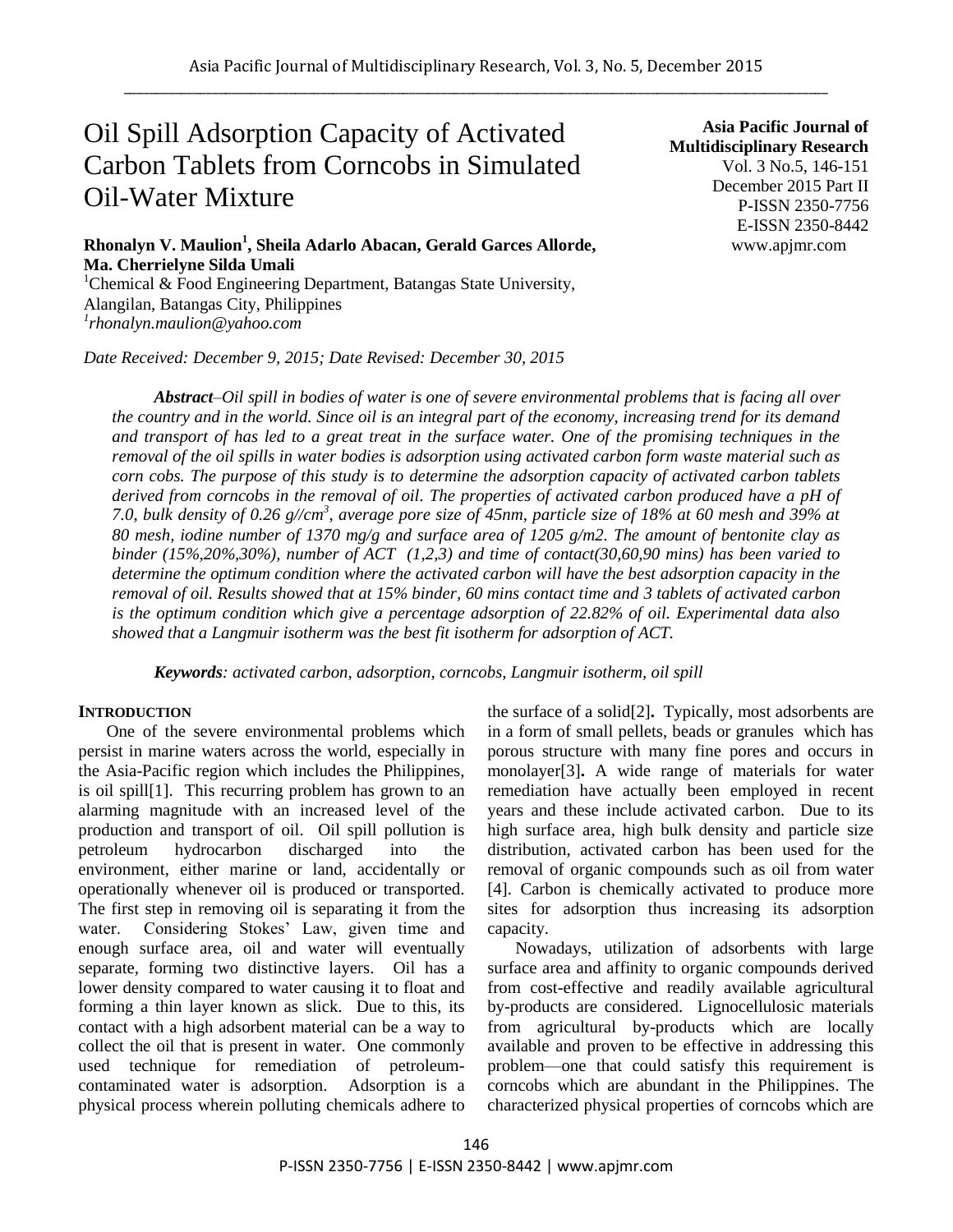# Oil Spill Adsorption Capacity of Activated Carbon Tablets from Corncobs in Simulated Oil-Water Mixture

**Asia Pacific Journal of Multidisciplinary Research**
Vol. 3 No.5, 146-151
December 2015 Part II
P-ISSN 2350-7756
E-ISSN 2350-8442
www.apjmr.com

**Rhonalyn V. Maulion[1], Sheila Adarlo Abacan, Gerald Garces Allorde, Ma. Cherrielyne Silda Umali**

[1]Chemical & Food Engineering Department, Batangas State University, Alangilan, Batangas City, Philippines
[1]rhonalyn.maulion@yahoo.com

*Date Received: December 9, 2015; Date Revised: December 30, 2015*

***Abstract****–Oil spill in bodies of water is one of severe environmental problems that is facing all over the country and in the world. Since oil is an integral part of the economy, increasing trend for its demand and transport of has led to a great treat in the surface water. One of the promising techniques in the removal of the oil spills in water bodies is adsorption using activated carbon form waste material such as corn cobs. The purpose of this study is to determine the adsorption capacity of activated carbon tablets derived from corncobs in the removal of oil. The properties of activated carbon produced have a pH of 7.0, bulk density of 0.26 g//cm$^3$, average pore size of 45nm, particle size of 18% at 60 mesh and 39% at 80 mesh, iodine number of 1370 mg/g and surface area of 1205 g/m2. The amount of bentonite clay as binder (15%,20%,30%), number of ACT (1,2,3) and time of contact(30,60,90 mins) has been varied to determine the optimum condition where the activated carbon will have the best adsorption capacity in the removal of oil. Results showed that at 15% binder, 60 mins contact time and 3 tablets of activated carbon is the optimum condition which give a percentage adsorption of 22.82% of oil. Experimental data also showed that a Langmuir isotherm was the best fit isotherm for adsorption of ACT.*

***Keywords****: activated carbon, adsorption, corncobs, Langmuir isotherm, oil spill*

## INTRODUCTION

One of the severe environmental problems which persist in marine waters across the world, especially in the Asia-Pacific region which includes the Philippines, is oil spill[1]. This recurring problem has grown to an alarming magnitude with an increased level of the production and transport of oil. Oil spill pollution is petroleum hydrocarbon discharged into the environment, either marine or land, accidentally or operationally whenever oil is produced or transported. The first step in removing oil is separating it from the water. Considering Stokes' Law, given time and enough surface area, oil and water will eventually separate, forming two distinctive layers. Oil has a lower density compared to water causing it to float and forming a thin layer known as slick. Due to this, its contact with a high adsorbent material can be a way to collect the oil that is present in water. One commonly used technique for remediation of petroleum-contaminated water is adsorption. Adsorption is a physical process wherein polluting chemicals adhere to the surface of a solid[2]. Typically, most adsorbents are in a form of small pellets, beads or granules which has porous structure with many fine pores and occurs in monolayer[3]. A wide range of materials for water remediation have actually been employed in recent years and these include activated carbon. Due to its high surface area, high bulk density and particle size distribution, activated carbon has been used for the removal of organic compounds such as oil from water [4]. Carbon is chemically activated to produce more sites for adsorption thus increasing its adsorption capacity.

Nowadays, utilization of adsorbents with large surface area and affinity to organic compounds derived from cost-effective and readily available agricultural by-products are considered. Lignocellulosic materials from agricultural by-products which are locally available and proven to be effective in addressing this problem—one that could satisfy this requirement is corncobs which are abundant in the Philippines. The characterized physical properties of corncobs which are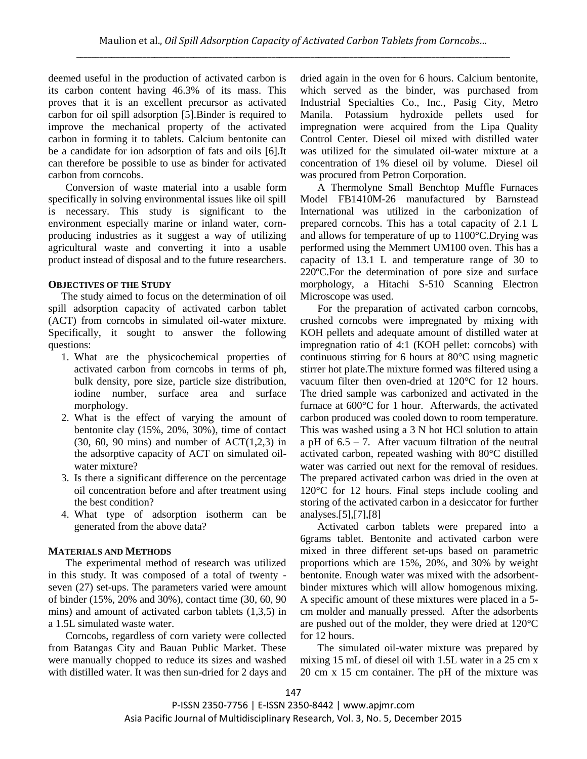deemed useful in the production of activated carbon is its carbon content having 46.3% of its mass. This proves that it is an excellent precursor as activated carbon for oil spill adsorption [5].Binder is required to improve the mechanical property of the activated carbon in forming it to tablets. Calcium bentonite can be a candidate for ion adsorption of fats and oils [6].It can therefore be possible to use as binder for activated carbon from corncobs.

Conversion of waste material into a usable form specifically in solving environmental issues like oil spill is necessary. This study is significant to the environment especially marine or inland water, corn-producing industries as it suggest a way of utilizing agricultural waste and converting it into a usable product instead of disposal and to the future researchers.

## OBJECTIVES OF THE STUDY

The study aimed to focus on the determination of oil spill adsorption capacity of activated carbon tablet (ACT) from corncobs in simulated oil-water mixture. Specifically, it sought to answer the following questions:

1. What are the physicochemical properties of activated carbon from corncobs in terms of ph, bulk density, pore size, particle size distribution, iodine number, surface area and surface morphology.
2. What is the effect of varying the amount of bentonite clay (15%, 20%, 30%), time of contact (30, 60, 90 mins) and number of ACT(1,2,3) in the adsorptive capacity of ACT on simulated oil-water mixture?
3. Is there a significant difference on the percentage oil concentration before and after treatment using the best condition?
4. What type of adsorption isotherm can be generated from the above data?

## MATERIALS AND METHODS

The experimental method of research was utilized in this study. It was composed of a total of twenty - seven (27) set-ups. The parameters varied were amount of binder (15%, 20% and 30%), contact time (30, 60, 90 mins) and amount of activated carbon tablets (1,3,5) in a 1.5L simulated waste water.

Corncobs, regardless of corn variety were collected from Batangas City and Bauan Public Market. These were manually chopped to reduce its sizes and washed with distilled water. It was then sun-dried for 2 days and dried again in the oven for 6 hours. Calcium bentonite, which served as the binder, was purchased from Industrial Specialties Co., Inc., Pasig City, Metro Manila. Potassium hydroxide pellets used for impregnation were acquired from the Lipa Quality Control Center. Diesel oil mixed with distilled water was utilized for the simulated oil-water mixture at a concentration of 1% diesel oil by volume. Diesel oil was procured from Petron Corporation.

A Thermolyne Small Benchtop Muffle Furnaces Model FB1410M-26 manufactured by Barnstead International was utilized in the carbonization of prepared corncobs. This has a total capacity of 2.1 L and allows for temperature of up to 1100°C.Drying was performed using the Memmert UM100 oven. This has a capacity of 13.1 L and temperature range of 30 to 220ºC.For the determination of pore size and surface morphology, a Hitachi S-510 Scanning Electron Microscope was used.

For the preparation of activated carbon corncobs, crushed corncobs were impregnated by mixing with KOH pellets and adequate amount of distilled water at impregnation ratio of 4:1 (KOH pellet: corncobs) with continuous stirring for 6 hours at 80°C using magnetic stirrer hot plate.The mixture formed was filtered using a vacuum filter then oven-dried at 120°C for 12 hours. The dried sample was carbonized and activated in the furnace at 600°C for 1 hour. Afterwards, the activated carbon produced was cooled down to room temperature. This was washed using a 3 N hot HCl solution to attain a pH of 6.5 – 7. After vacuum filtration of the neutral activated carbon, repeated washing with 80°C distilled water was carried out next for the removal of residues. The prepared activated carbon was dried in the oven at 120°C for 12 hours. Final steps include cooling and storing of the activated carbon in a desiccator for further analyses.[5],[7],[8]

Activated carbon tablets were prepared into a 6grams tablet. Bentonite and activated carbon were mixed in three different set-ups based on parametric proportions which are 15%, 20%, and 30% by weight bentonite. Enough water was mixed with the adsorbent-binder mixtures which will allow homogenous mixing. A specific amount of these mixtures were placed in a 5-cm molder and manually pressed. After the adsorbents are pushed out of the molder, they were dried at 120°C for 12 hours.

The simulated oil-water mixture was prepared by mixing 15 mL of diesel oil with 1.5L water in a 25 cm x 20 cm x 15 cm container. The pH of the mixture was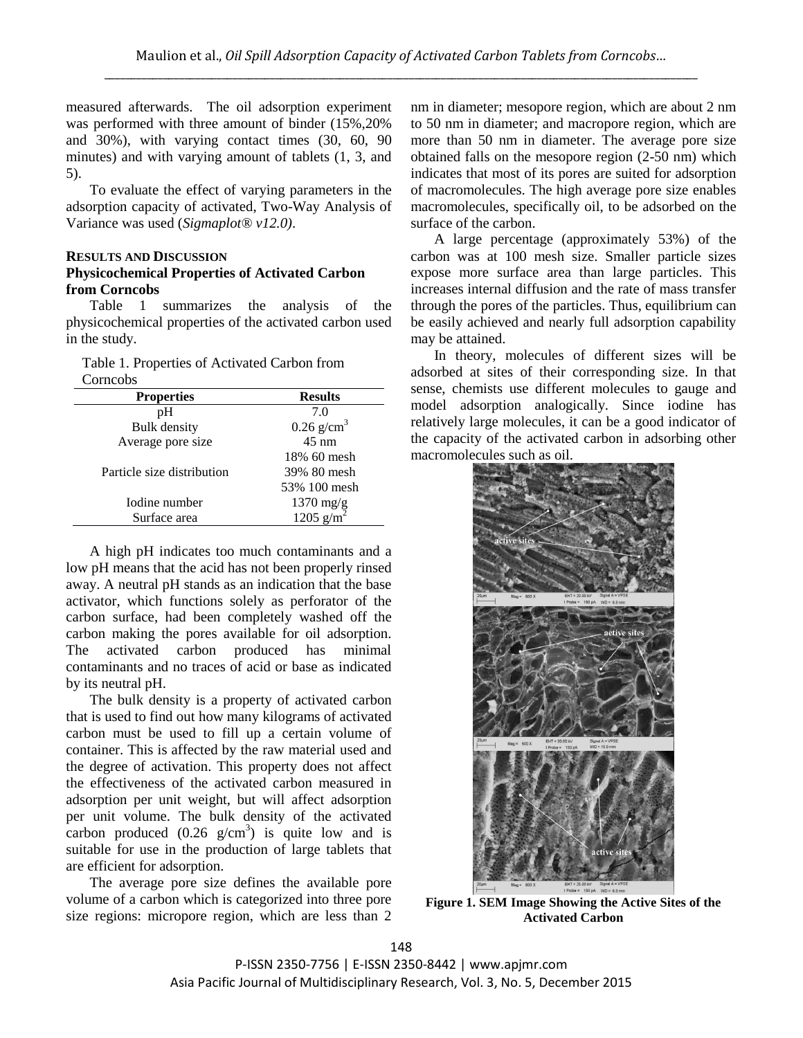measured afterwards. The oil adsorption experiment was performed with three amount of binder (15%,20% and 30%), with varying contact times (30, 60, 90 minutes) and with varying amount of tablets (1, 3, and 5).

To evaluate the effect of varying parameters in the adsorption capacity of activated, Two-Way Analysis of Variance was used (*Sigmaplot® v12.0)*.

## RESULTS AND DISCUSSION

### Physicochemical Properties of Activated Carbon from Corncobs

Table 1 summarizes the analysis of the physicochemical properties of the activated carbon used in the study.

Table 1. Properties of Activated Carbon from Corncobs

| Properties | Results |
|---|---|
| pH | 7.0 |
| Bulk density | 0.26 $g/cm^3$ |
| Average pore size | 45 nm |
| Particle size distribution | 18% 60 mesh<br>39% 80 mesh<br>53% 100 mesh |
| Iodine number | 1370 mg/g |
| Surface area | 1205 $g/m^2$ |

A high pH indicates too much contaminants and a low pH means that the acid has not been properly rinsed away. A neutral pH stands as an indication that the base activator, which functions solely as perforator of the carbon surface, had been completely washed off the carbon making the pores available for oil adsorption. The activated carbon produced has minimal contaminants and no traces of acid or base as indicated by its neutral pH.

The bulk density is a property of activated carbon that is used to find out how many kilograms of activated carbon must be used to fill up a certain volume of container. This is affected by the raw material used and the degree of activation. This property does not affect the effectiveness of the activated carbon measured in adsorption per unit weight, but will affect adsorption per unit volume. The bulk density of the activated carbon produced (0.26 $g/cm^3$) is quite low and is suitable for use in the production of large tablets that are efficient for adsorption.

The average pore size defines the available pore volume of a carbon which is categorized into three pore size regions: micropore region, which are less than 2 nm in diameter; mesopore region, which are about 2 nm to 50 nm in diameter; and macropore region, which are more than 50 nm in diameter. The average pore size obtained falls on the mesopore region (2-50 nm) which indicates that most of its pores are suited for adsorption of macromolecules. The high average pore size enables macromolecules, specifically oil, to be adsorbed on the surface of the carbon.

A large percentage (approximately 53%) of the carbon was at 100 mesh size. Smaller particle sizes expose more surface area than large particles. This increases internal diffusion and the rate of mass transfer through the pores of the particles. Thus, equilibrium can be easily achieved and nearly full adsorption capability may be attained.

In theory, molecules of different sizes will be adsorbed at sites of their corresponding size. In that sense, chemists use different molecules to gauge and model adsorption analogically. Since iodine has relatively large molecules, it can be a good indicator of the capacity of the activated carbon in adsorbing other macromolecules such as oil.

**Figure 1. SEM Image Showing the Active Sites of the Activated Carbon**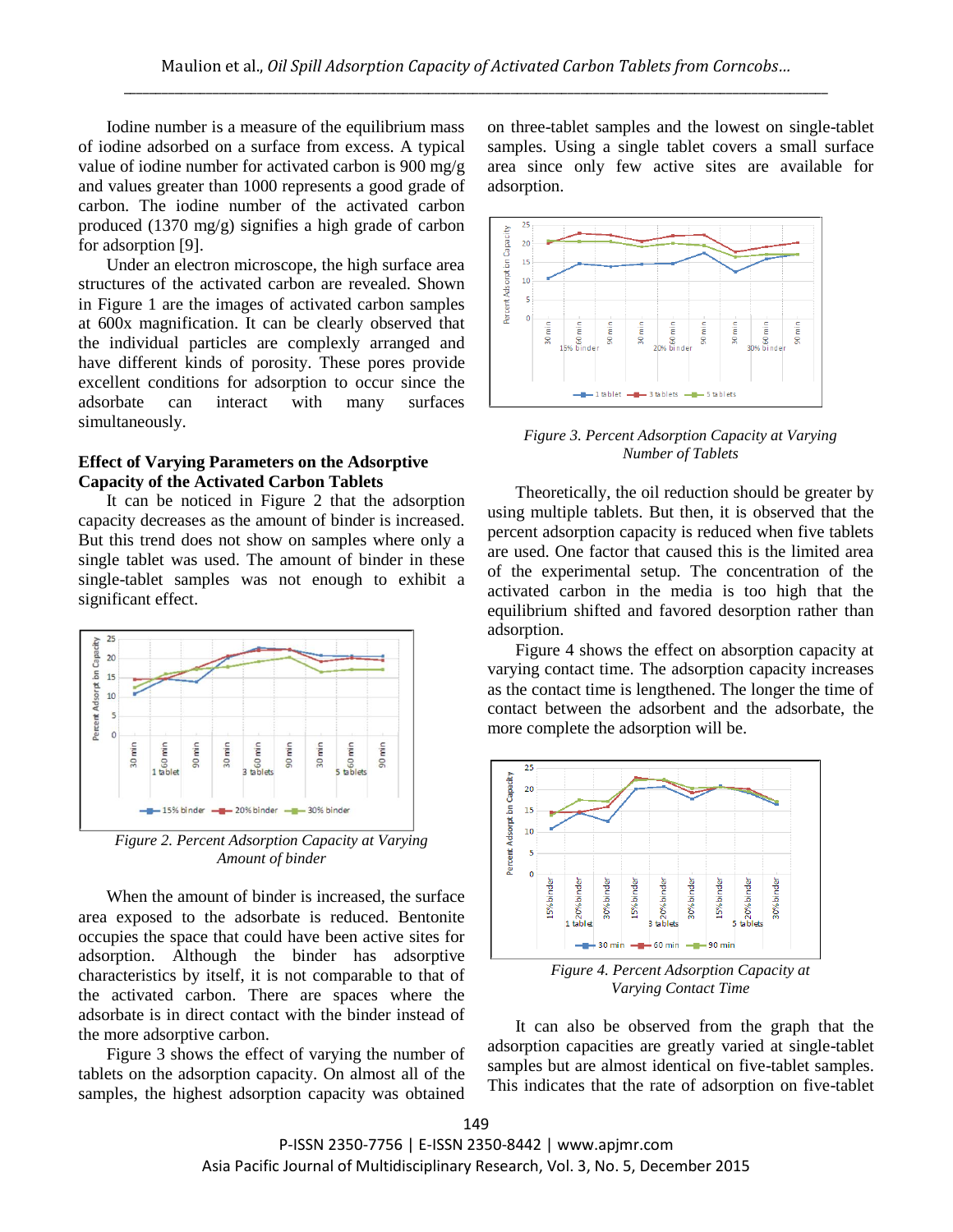Iodine number is a measure of the equilibrium mass of iodine adsorbed on a surface from excess. A typical value of iodine number for activated carbon is 900 mg/g and values greater than 1000 represents a good grade of carbon. The iodine number of the activated carbon produced (1370 mg/g) signifies a high grade of carbon for adsorption [9].

Under an electron microscope, the high surface area structures of the activated carbon are revealed. Shown in Figure 1 are the images of activated carbon samples at 600x magnification. It can be clearly observed that the individual particles are complexly arranged and have different kinds of porosity. These pores provide excellent conditions for adsorption to occur since the adsorbate can interact with many surfaces simultaneously.

## Effect of Varying Parameters on the Adsorptive Capacity of the Activated Carbon Tablets

It can be noticed in Figure 2 that the adsorption capacity decreases as the amount of binder is increased. But this trend does not show on samples where only a single tablet was used. The amount of binder in these single-tablet samples was not enough to exhibit a significant effect.

*Figure 2. Percent Adsorption Capacity at Varying Amount of binder*

When the amount of binder is increased, the surface area exposed to the adsorbate is reduced. Bentonite occupies the space that could have been active sites for adsorption. Although the binder has adsorptive characteristics by itself, it is not comparable to that of the activated carbon. There are spaces where the adsorbate is in direct contact with the binder instead of the more adsorptive carbon.

Figure 3 shows the effect of varying the number of tablets on the adsorption capacity. On almost all of the samples, the highest adsorption capacity was obtained on three-tablet samples and the lowest on single-tablet samples. Using a single tablet covers a small surface area since only few active sites are available for adsorption.

*Figure 3. Percent Adsorption Capacity at Varying Number of Tablets*

Theoretically, the oil reduction should be greater by using multiple tablets. But then, it is observed that the percent adsorption capacity is reduced when five tablets are used. One factor that caused this is the limited area of the experimental setup. The concentration of the activated carbon in the media is too high that the equilibrium shifted and favored desorption rather than adsorption.

Figure 4 shows the effect on absorption capacity at varying contact time. The adsorption capacity increases as the contact time is lengthened. The longer the time of contact between the adsorbent and the adsorbate, the more complete the adsorption will be.

*Figure 4. Percent Adsorption Capacity at Varying Contact Time*

It can also be observed from the graph that the adsorption capacities are greatly varied at single-tablet samples but are almost identical on five-tablet samples. This indicates that the rate of adsorption on five-tablet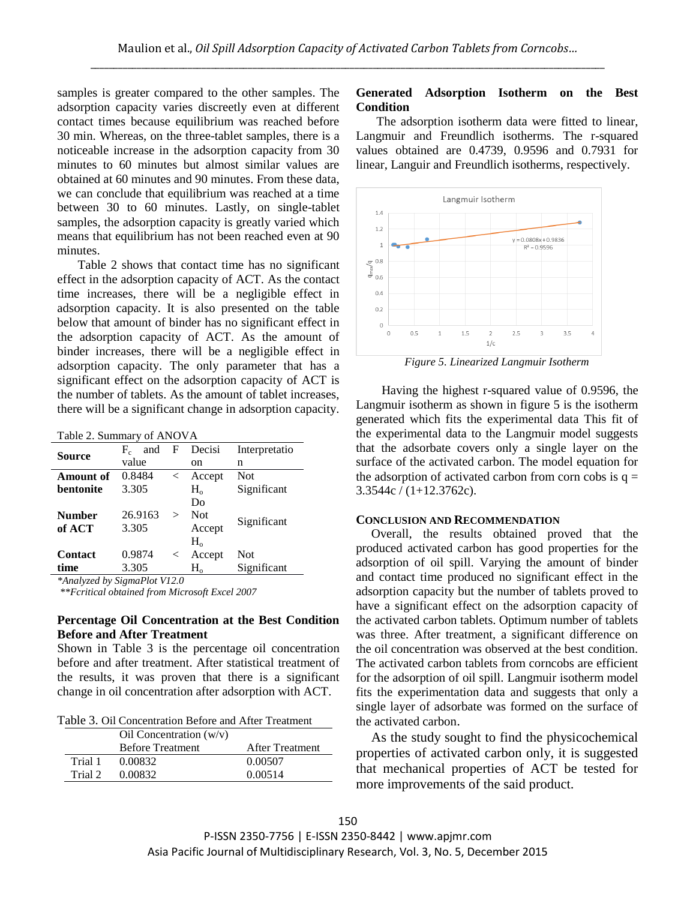samples is greater compared to the other samples. The adsorption capacity varies discreetly even at different contact times because equilibrium was reached before 30 min. Whereas, on the three-tablet samples, there is a noticeable increase in the adsorption capacity from 30 minutes to 60 minutes but almost similar values are obtained at 60 minutes and 90 minutes. From these data, we can conclude that equilibrium was reached at a time between 30 to 60 minutes. Lastly, on single-tablet samples, the adsorption capacity is greatly varied which means that equilibrium has not been reached even at 90 minutes.

Table 2 shows that contact time has no significant effect in the adsorption capacity of ACT. As the contact time increases, there will be a negligible effect in adsorption capacity. It is also presented on the table below that amount of binder has no significant effect in the adsorption capacity of ACT. As the amount of binder increases, there will be a negligible effect in adsorption capacity. The only parameter that has a significant effect on the adsorption capacity of ACT is the number of tablets. As the amount of tablet increases, there will be a significant change in adsorption capacity.

Table 2. Summary of ANOVA

| Source | $F_c$ and F value | | Decision | Interpretation |
|---|---|---|---|---|
| **Amount of bentonite** | 0.8484 3.305 | < | Accept $H_o$ | Not Significant |
| **Number of ACT** | 26.9163 3.305 | > | Do Not Accept $H_o$ | Significant |
| **Contact time** | 0.9874 3.305 | < | Accept $H_o$ | Not Significant |

*Analyzed by SigmaPlot V12.0

**Fcritical obtained from Microsoft Excel 2007

### Percentage Oil Concentration at the Best Condition Before and After Treatment

Shown in Table 3 is the percentage oil concentration before and after treatment. After statistical treatment of the results, it was proven that there is a significant change in oil concentration after adsorption with ACT.

Table 3. Oil Concentration Before and After Treatment

| | Oil Concentration (w/v) | |
|---|---|---|
| | Before Treatment | After Treatment |
| Trial 1 | 0.00832 | 0.00507 |
| Trial 2 | 0.00832 | 0.00514 |

### Generated Adsorption Isotherm on the Best Condition

The adsorption isotherm data were fitted to linear, Langmuir and Freundlich isotherms. The r-squared values obtained are 0.4739, 0.9596 and 0.7931 for linear, Languir and Freundlich isotherms, respectively.

*Figure 5. Linearized Langmuir Isotherm*

Having the highest r-squared value of 0.9596, the Langmuir isotherm as shown in figure 5 is the isotherm generated which fits the experimental data This fit of the experimental data to the Langmuir model suggests that the adsorbate covers only a single layer on the surface of the activated carbon. The model equation for the adsorption of activated carbon from corn cobs is $q = 3.3544c / (1+12.3762c)$.

## CONCLUSION AND RECOMMENDATION

Overall, the results obtained proved that the produced activated carbon has good properties for the adsorption of oil spill. Varying the amount of binder and contact time produced no significant effect in the adsorption capacity but the number of tablets proved to have a significant effect on the adsorption capacity of the activated carbon tablets. Optimum number of tablets was three. After treatment, a significant difference on the oil concentration was observed at the best condition. The activated carbon tablets from corncobs are efficient for the adsorption of oil spill. Langmuir isotherm model fits the experimentation data and suggests that only a single layer of adsorbate was formed on the surface of the activated carbon.

As the study sought to find the physicochemical properties of activated carbon only, it is suggested that mechanical properties of ACT be tested for more improvements of the said product.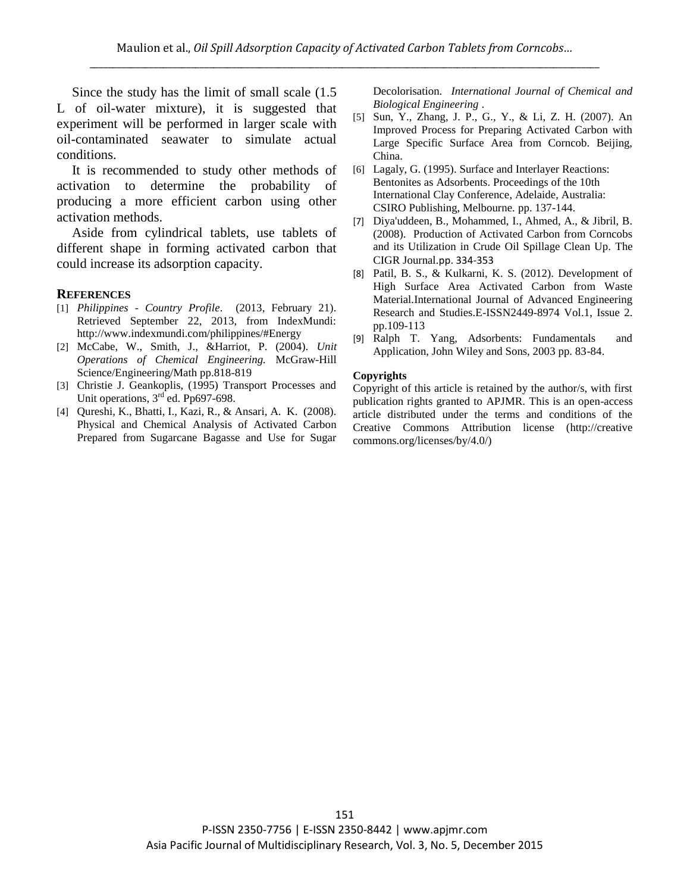Since the study has the limit of small scale (1.5 L of oil-water mixture), it is suggested that experiment will be performed in larger scale with oil-contaminated seawater to simulate actual conditions.

It is recommended to study other methods of activation to determine the probability of producing a more efficient carbon using other activation methods.

Aside from cylindrical tablets, use tablets of different shape in forming activated carbon that could increase its adsorption capacity.

## REFERENCES

[1] *Philippines - Country Profile*. (2013, February 21). Retrieved September 22, 2013, from IndexMundi: http://www.indexmundi.com/philippines/#Energy

[2] McCabe, W., Smith, J., &Harriot, P. (2004). *Unit Operations of Chemical Engineering.* McGraw-Hill Science/Engineering/Math pp.818-819

[3] Christie J. Geankoplis, (1995) Transport Processes and Unit operations, 3rd ed. Pp697-698.

[4] Qureshi, K., Bhatti, I., Kazi, R., & Ansari, A. K. (2008). Physical and Chemical Analysis of Activated Carbon Prepared from Sugarcane Bagasse and Use for Sugar Decolorisation. *International Journal of Chemical and Biological Engineering* .

[5] Sun, Y., Zhang, J. P., G., Y., & Li, Z. H. (2007). An Improved Process for Preparing Activated Carbon with Large Specific Surface Area from Corncob. Beijing, China.

[6] Lagaly, G. (1995). Surface and Interlayer Reactions: Bentonites as Adsorbents. Proceedings of the 10th International Clay Conference, Adelaide, Australia: CSIRO Publishing, Melbourne. pp. 137-144.

[7] Diya'uddeen, B., Mohammed, I., Ahmed, A., & Jibril, B. (2008). Production of Activated Carbon from Corncobs and its Utilization in Crude Oil Spillage Clean Up. The CIGR Journal.pp. 334-353

[8] Patil, B. S., & Kulkarni, K. S. (2012). Development of High Surface Area Activated Carbon from Waste Material.International Journal of Advanced Engineering Research and Studies.E-ISSN2449-8974 Vol.1, Issue 2. pp.109-113

[9] Ralph T. Yang, Adsorbents: Fundamentals and Application, John Wiley and Sons, 2003 pp. 83-84.

**Copyrights**

Copyright of this article is retained by the author/s, with first publication rights granted to APJMR. This is an open-access article distributed under the terms and conditions of the Creative Commons Attribution license (http://creative commons.org/licenses/by/4.0/)